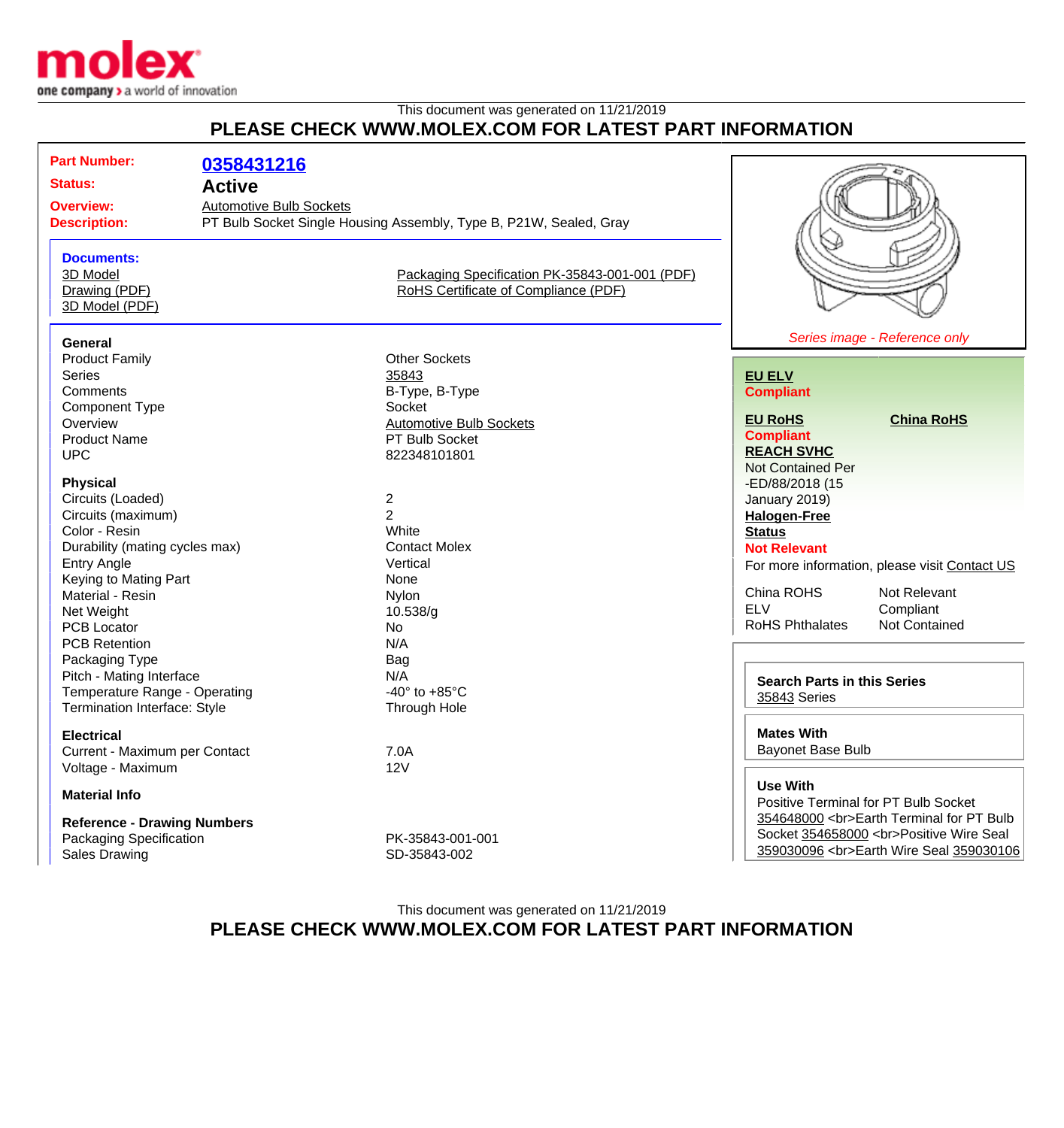This document was generated on 11/21/2019

# PLEASE CHECK WWW.MOLEX.COM FOR LATEST PART INFORMATION

| | |
|---|---|
| **Part Number:** | **0358431216** |
| **Status:** | **Active** |
| **Overview:** | Automotive Bulb Sockets |
| **Description:** | PT Bulb Socket Single Housing Assembly, Type B, P21W, Sealed, Gray |

**Documents:**

- 3D Model
- Drawing (PDF)
- 3D Model (PDF)
- Packaging Specification PK-35843-001-001 (PDF)
- RoHS Certificate of Compliance (PDF)

*Series image - Reference only*

### General

| | |
|---|---|
| Product Family | Other Sockets |
| Series | 35843 |
| Comments | B-Type, B-Type |
| Component Type | Socket |
| Overview | Automotive Bulb Sockets |
| Product Name | PT Bulb Socket |
| UPC | 822348101801 |

### Physical

| | |
|---|---|
| Circuits (Loaded) | 2 |
| Circuits (maximum) | 2 |
| Color - Resin | White |
| Durability (mating cycles max) | Contact Molex |
| Entry Angle | Vertical |
| Keying to Mating Part | None |
| Material - Resin | Nylon |
| Net Weight | 10.538/g |
| PCB Locator | No |
| PCB Retention | N/A |
| Packaging Type | Bag |
| Pitch - Mating Interface | N/A |
| Temperature Range - Operating | -40° to +85°C |
| Termination Interface: Style | Through Hole |

### Electrical

| | |
|---|---|
| Current - Maximum per Contact | 7.0A |
| Voltage - Maximum | 12V |

### Material Info

### Reference - Drawing Numbers

| | |
|---|---|
| Packaging Specification | PK-35843-001-001 |
| Sales Drawing | SD-35843-002 |

**EU ELV**
**Compliant**

**EU RoHS**
**Compliant**

**China RoHS**

**REACH SVHC**
Not Contained Per -ED/88/2018 (15 January 2019)

**Halogen-Free Status**
**Not Relevant**

For more information, please visit Contact US

| | |
|---|---|
| China ROHS | Not Relevant |
| ELV | Compliant |
| RoHS Phthalates | Not Contained |

**Search Parts in this Series**
35843 Series

**Mates With**
Bayonet Base Bulb

**Use With**
Positive Terminal for PT Bulb Socket 354648000 <br>Earth Terminal for PT Bulb Socket 354658000 <br>Positive Wire Seal 359030096 <br>Earth Wire Seal 359030106

This document was generated on 11/21/2019

# PLEASE CHECK WWW.MOLEX.COM FOR LATEST PART INFORMATION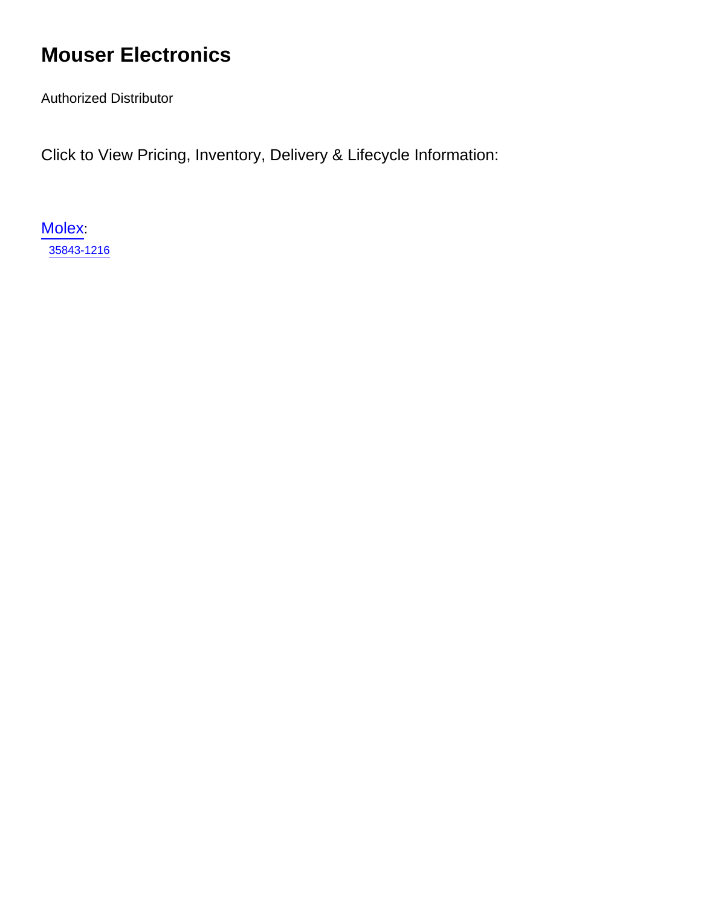# Mouser Electronics

Authorized Distributor

Click to View Pricing, Inventory, Delivery & Lifecycle Information:

Molex:

35843-1216